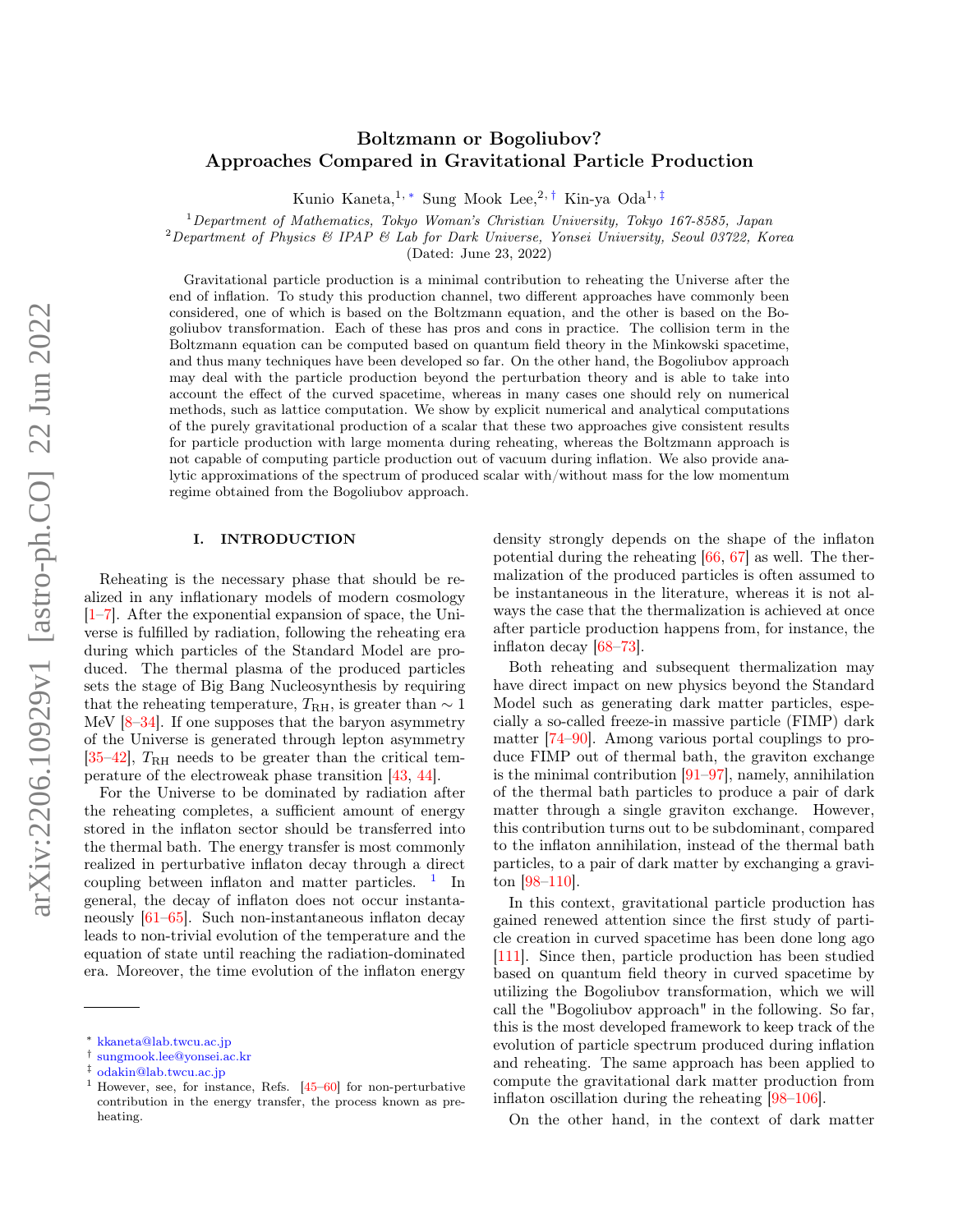# Boltzmann or Bogoliubov? Approaches Compared in Gravitational Particle Production

Kunio Kaneta,[1,*] Sung Mook Lee,[2,†] Kin-ya Oda[1,‡]

[1] *Department of Mathematics, Tokyo Woman's Christian University, Tokyo 167-8585, Japan*
[2] *Department of Physics & IPAP & Lab for Dark Universe, Yonsei University, Seoul 03722, Korea*

(Dated: June 23, 2022)

Gravitational particle production is a minimal contribution to reheating the Universe after the end of inflation. To study this production channel, two different approaches have commonly been considered, one of which is based on the Boltzmann equation, and the other is based on the Bogoliubov transformation. Each of these has pros and cons in practice. The collision term in the Boltzmann equation can be computed based on quantum field theory in the Minkowski spacetime, and thus many techniques have been developed so far. On the other hand, the Bogoliubov approach may deal with the particle production beyond the perturbation theory and is able to take into account the effect of the curved spacetime, whereas in many cases one should rely on numerical methods, such as lattice computation. We show by explicit numerical and analytical computations of the purely gravitational production of a scalar that these two approaches give consistent results for particle production with large momenta during reheating, whereas the Boltzmann approach is not capable of computing particle production out of vacuum during inflation. We also provide analytic approximations of the spectrum of produced scalar with/without mass for the low momentum regime obtained from the Bogoliubov approach.

## I. INTRODUCTION

Reheating is the necessary phase that should be realized in any inflationary models of modern cosmology [1–7]. After the exponential expansion of space, the Universe is fulfilled by radiation, following the reheating era during which particles of the Standard Model are produced. The thermal plasma of the produced particles sets the stage of Big Bang Nucleosynthesis by requiring that the reheating temperature, $T_{\rm RH}$, is greater than $\sim 1$ MeV [8–34]. If one supposes that the baryon asymmetry of the Universe is generated through lepton asymmetry [35–42], $T_{\rm RH}$ needs to be greater than the critical temperature of the electroweak phase transition [43, 44].

For the Universe to be dominated by radiation after the reheating completes, a sufficient amount of energy stored in the inflaton sector should be transferred into the thermal bath. The energy transfer is most commonly realized in perturbative inflaton decay through a direct coupling between inflaton and matter particles. [1] In general, the decay of inflaton does not occur instantaneously [61–65]. Such non-instantaneous inflaton decay leads to non-trivial evolution of the temperature and the equation of state until reaching the radiation-dominated era. Moreover, the time evolution of the inflaton energy density strongly depends on the shape of the inflaton potential during the reheating [66, 67] as well. The thermalization of the produced particles is often assumed to be instantaneous in the literature, whereas it is not always the case that the thermalization is achieved at once after particle production happens from, for instance, the inflaton decay [68–73].

Both reheating and subsequent thermalization may have direct impact on new physics beyond the Standard Model such as generating dark matter particles, especially a so-called freeze-in massive particle (FIMP) dark matter [74–90]. Among various portal couplings to produce FIMP out of thermal bath, the graviton exchange is the minimal contribution [91–97], namely, annihilation of the thermal bath particles to produce a pair of dark matter through a single graviton exchange. However, this contribution turns out to be subdominant, compared to the inflaton annihilation, instead of the thermal bath particles, to a pair of dark matter by exchanging a graviton [98–110].

In this context, gravitational particle production has gained renewed attention since the first study of particle creation in curved spacetime has been done long ago [111]. Since then, particle production has been studied based on quantum field theory in curved spacetime by utilizing the Bogoliubov transformation, which we will call the "Bogoliubov approach" in the following. So far, this is the most developed framework to keep track of the evolution of particle spectrum produced during inflation and reheating. The same approach has been applied to compute the gravitational dark matter production from inflaton oscillation during the reheating [98–106].

On the other hand, in the context of dark matter

---

* kkaneta@lab.twcu.ac.jp
† sungmook.lee@yonsei.ac.kr
‡ odakin@lab.twcu.ac.jp

[1] However, see, for instance, Refs. [45–60] for non-perturbative contribution in the energy transfer, the process known as preheating.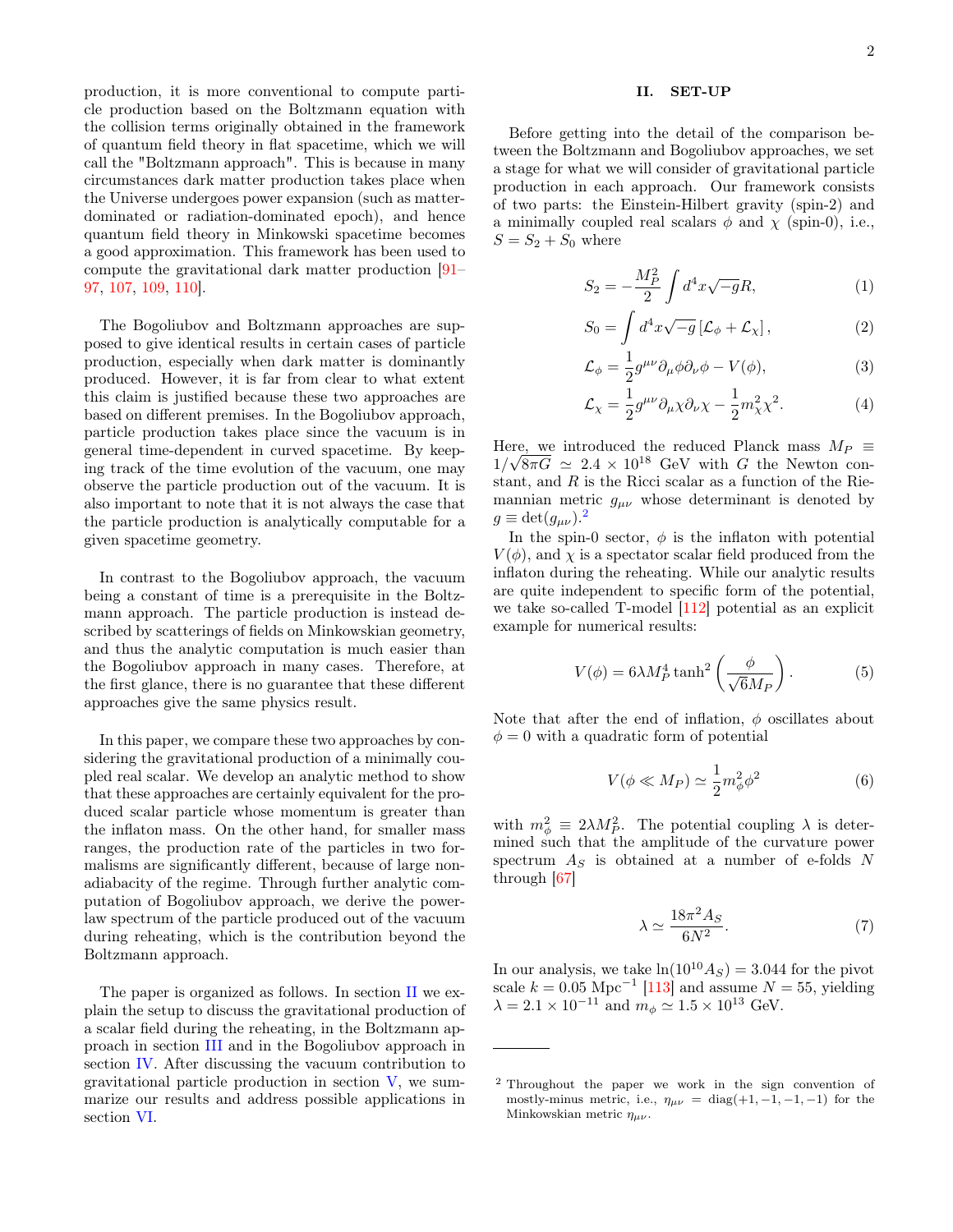production, it is more conventional to compute particle production based on the Boltzmann equation with the collision terms originally obtained in the framework of quantum field theory in flat spacetime, which we will call the "Boltzmann approach". This is because in many circumstances dark matter production takes place when the Universe undergoes power expansion (such as matter-dominated or radiation-dominated epoch), and hence quantum field theory in Minkowski spacetime becomes a good approximation. This framework has been used to compute the gravitational dark matter production [91–97, 107, 109, 110].

The Bogoliubov and Boltzmann approaches are supposed to give identical results in certain cases of particle production, especially when dark matter is dominantly produced. However, it is far from clear to what extent this claim is justified because these two approaches are based on different premises. In the Bogoliubov approach, particle production takes place since the vacuum is in general time-dependent in curved spacetime. By keeping track of the time evolution of the vacuum, one may observe the particle production out of the vacuum. It is also important to note that it is not always the case that the particle production is analytically computable for a given spacetime geometry.

In contrast to the Bogoliubov approach, the vacuum being a constant of time is a prerequisite in the Boltzmann approach. The particle production is instead described by scatterings of fields on Minkowskian geometry, and thus the analytic computation is much easier than the Bogoliubov approach in many cases. Therefore, at the first glance, there is no guarantee that these different approaches give the same physics result.

In this paper, we compare these two approaches by considering the gravitational production of a minimally coupled real scalar. We develop an analytic method to show that these approaches are certainly equivalent for the produced scalar particle whose momentum is greater than the inflaton mass. On the other hand, for smaller mass ranges, the production rate of the particles in two formalisms are significantly different, because of large non-adiabacity of the regime. Through further analytic computation of Bogoliubov approach, we derive the power-law spectrum of the particle produced out of the vacuum during reheating, which is the contribution beyond the Boltzmann approach.

The paper is organized as follows. In section II we explain the setup to discuss the gravitational production of a scalar field during the reheating, in the Boltzmann approach in section III and in the Bogoliubov approach in section IV. After discussing the vacuum contribution to gravitational particle production in section V, we summarize our results and address possible applications in section VI.

## II. SET-UP

Before getting into the detail of the comparison between the Boltzmann and Bogoliubov approaches, we set a stage for what we will consider of gravitational particle production in each approach. Our framework consists of two parts: the Einstein-Hilbert gravity (spin-2) and a minimally coupled real scalars $\phi$ and $\chi$ (spin-0), i.e., $S = S_2 + S_0$ where

$$S_2 = -\frac{M_P^2}{2}\int d^4x\sqrt{-g}R, \tag{1}$$

$$S_0 = \int d^4x\sqrt{-g}\left[\mathcal{L}_\phi + \mathcal{L}_\chi\right], \tag{2}$$

$$\mathcal{L}_\phi = \frac{1}{2}g^{\mu\nu}\partial_\mu\phi\partial_\nu\phi - V(\phi), \tag{3}$$

$$\mathcal{L}_\chi = \frac{1}{2}g^{\mu\nu}\partial_\mu\chi\partial_\nu\chi - \frac{1}{2}m_\chi^2\chi^2. \tag{4}$$

Here, we introduced the reduced Planck mass $M_P \equiv 1/\sqrt{8\pi G} \simeq 2.4\times 10^{18}$ GeV with $G$ the Newton constant, and $R$ is the Ricci scalar as a function of the Riemannian metric $g_{\mu\nu}$ whose determinant is denoted by $g \equiv \det(g_{\mu\nu})$.[2]

In the spin-0 sector, $\phi$ is the inflaton with potential $V(\phi)$, and $\chi$ is a spectator scalar field produced from the inflaton during the reheating. While our analytic results are quite independent to specific form of the potential, we take so-called T-model [112] potential as an explicit example for numerical results:

$$V(\phi) = 6\lambda M_P^4 \tanh^2\left(\frac{\phi}{\sqrt{6}M_P}\right). \tag{5}$$

Note that after the end of inflation, $\phi$ oscillates about $\phi = 0$ with a quadratic form of potential

$$V(\phi \ll M_P) \simeq \frac{1}{2}m_\phi^2\phi^2 \tag{6}$$

with $m_\phi^2 \equiv 2\lambda M_P^2$. The potential coupling $\lambda$ is determined such that the amplitude of the curvature power spectrum $A_S$ is obtained at a number of e-folds $N$ through [67]

$$\lambda \simeq \frac{18\pi^2 A_S}{6N^2}. \tag{7}$$

In our analysis, we take $\ln(10^{10}A_S) = 3.044$ for the pivot scale $k = 0.05$ Mpc$^{-1}$ [113] and assume $N = 55$, yielding $\lambda = 2.1\times 10^{-11}$ and $m_\phi \simeq 1.5\times 10^{13}$ GeV.

---

[2] Throughout the paper we work in the sign convention of mostly-minus metric, i.e., $\eta_{\mu\nu} = \mathrm{diag}(+1, -1, -1, -1)$ for the Minkowskian metric $\eta_{\mu\nu}$.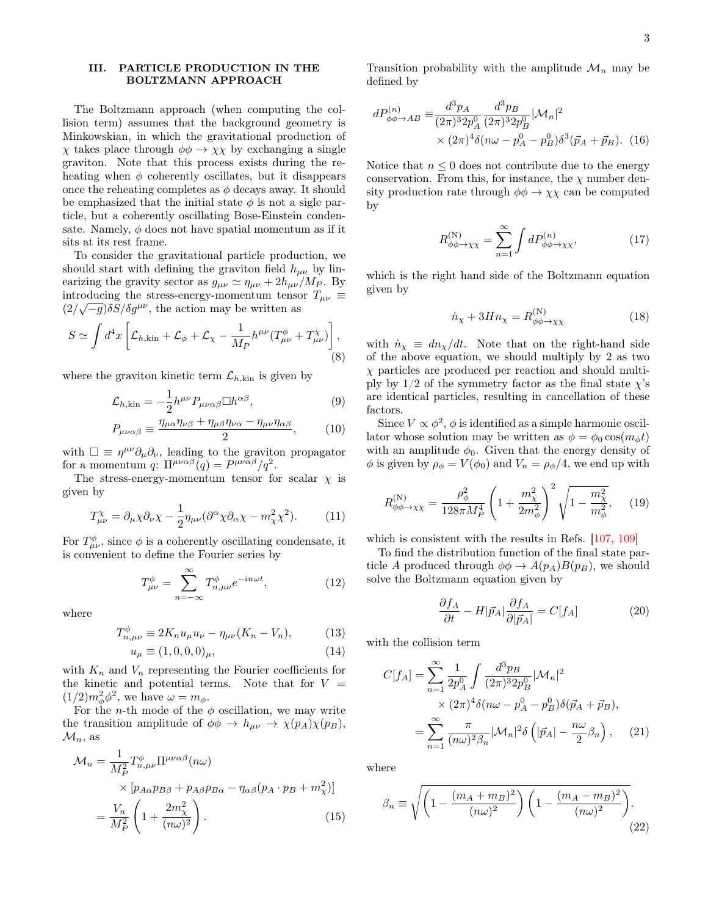## III. PARTICLE PRODUCTION IN THE BOLTZMANN APPROACH

The Boltzmann approach (when computing the collision term) assumes that the background geometry is Minkowskian, in which the gravitational production of $\chi$ takes place through $\phi\phi \to \chi\chi$ by exchanging a single graviton. Note that this process exists during the reheating when $\phi$ coherently oscillates, but it disappears once the reheating completes as $\phi$ decays away. It should be emphasized that the initial state $\phi$ is not a sigle particle, but a coherently oscillating Bose-Einstein condensate. Namely, $\phi$ does not have spatial momentum as if it sits at its rest frame.

To consider the gravitational particle production, we should start with defining the graviton field $h_{\mu\nu}$ by linearizing the gravity sector as $g_{\mu\nu} \simeq \eta_{\mu\nu} + 2h_{\mu\nu}/M_P$. By introducing the stress-energy-momentum tensor $T_{\mu\nu} \equiv (2/\sqrt{-g})\delta S/\delta g^{\mu\nu}$, the action may be written as

$$S \simeq \int d^4x \left[ \mathcal{L}_{h,\mathrm{kin}} + \mathcal{L}_\phi + \mathcal{L}_\chi - \frac{1}{M_P} h^{\mu\nu}(T^\phi_{\mu\nu} + T^\chi_{\mu\nu}) \right], \tag{8}$$

where the graviton kinetic term $\mathcal{L}_{h,\mathrm{kin}}$ is given by

$$\mathcal{L}_{h,\mathrm{kin}} = -\frac{1}{2} h^{\mu\nu} P_{\mu\nu\alpha\beta} \Box h^{\alpha\beta}, \tag{9}$$

$$P_{\mu\nu\alpha\beta} \equiv \frac{\eta_{\mu\alpha}\eta_{\nu\beta} + \eta_{\mu\beta}\eta_{\nu\alpha} - \eta_{\mu\nu}\eta_{\alpha\beta}}{2}, \tag{10}$$

with $\Box \equiv \eta^{\mu\nu}\partial_\mu\partial_\nu$, leading to the graviton propagator for a momentum $q$: $\Pi^{\mu\nu\alpha\beta}(q) = P^{\mu\nu\alpha\beta}/q^2$.

The stress-energy-momentum tensor for scalar $\chi$ is given by

$$T^\chi_{\mu\nu} = \partial_\mu\chi\partial_\nu\chi - \frac{1}{2}\eta_{\mu\nu}(\partial^\alpha\chi\partial_\alpha\chi - m_\chi^2\chi^2). \tag{11}$$

For $T^\phi_{\mu\nu}$, since $\phi$ is a coherently oscillating condensate, it is convenient to define the Fourier series by

$$T^\phi_{\mu\nu} = \sum_{n=-\infty}^{\infty} T^\phi_{n,\mu\nu} e^{-in\omega t}, \tag{12}$$

where

$$T^\phi_{n,\mu\nu} \equiv 2K_n u_\mu u_\nu - \eta_{\mu\nu}(K_n - V_n), \tag{13}$$

$$u_\mu \equiv (1,0,0,0)_\mu, \tag{14}$$

with $K_n$ and $V_n$ representing the Fourier coefficients for the kinetic and potential terms. Note that for $V = (1/2)m_\phi^2\phi^2$, we have $\omega = m_\phi$.

For the $n$-th mode of the $\phi$ oscillation, we may write the transition amplitude of $\phi\phi \to h_{\mu\nu} \to \chi(p_A)\chi(p_B)$, $\mathcal{M}_n$, as

$$\begin{aligned}\mathcal{M}_n &= \frac{1}{M_P^2} T^\phi_{n,\mu\nu} \Pi^{\mu\nu\alpha\beta}(n\omega) \\ &\quad \times \left[p_{A\alpha}p_{B\beta} + p_{A\beta}p_{B\alpha} - \eta_{\alpha\beta}(p_A\cdot p_B + m_\chi^2)\right] \\ &= \frac{V_n}{M_P^2}\left(1 + \frac{2m_\chi^2}{(n\omega)^2}\right).\end{aligned} \tag{15}$$

Transition probability with the amplitude $\mathcal{M}_n$ may be defined by

$$\begin{aligned}dP^{(n)}_{\phi\phi\to AB} \equiv& \frac{d^3p_A}{(2\pi)^3 2p_A^0}\frac{d^3p_B}{(2\pi)^3 2p_B^0}|\mathcal{M}_n|^2 \\ &\times (2\pi)^4\delta(n\omega - p_A^0 - p_B^0)\delta^3(\vec{p}_A + \vec{p}_B).\end{aligned} \tag{16}$$

Notice that $n \le 0$ does not contribute due to the energy conservation. From this, for instance, the $\chi$ number density production rate through $\phi\phi \to \chi\chi$ can be computed by

$$R^{(\mathrm{N})}_{\phi\phi\to\chi\chi} = \sum_{n=1}^{\infty}\int dP^{(n)}_{\phi\phi\to\chi\chi}, \tag{17}$$

which is the right hand side of the Boltzmann equation given by

$$\dot{n}_\chi + 3Hn_\chi = R^{(\mathrm{N})}_{\phi\phi\to\chi\chi} \tag{18}$$

with $\dot{n}_\chi \equiv dn_\chi/dt$. Note that on the right-hand side of the above equation, we should multiply by 2 as two $\chi$ particles are produced per reaction and should multiply by 1/2 of the symmetry factor as the final state $\chi$'s are identical particles, resulting in cancellation of these factors.

Since $V \propto \phi^2$, $\phi$ is identified as a simple harmonic oscillator whose solution may be written as $\phi = \phi_0\cos(m_\phi t)$ with an amplitude $\phi_0$. Given that the energy density of $\phi$ is given by $\rho_\phi = V(\phi_0)$ and $V_n = \rho_\phi/4$, we end up with

$$R^{(\mathrm{N})}_{\phi\phi\to\chi\chi} = \frac{\rho_\phi^2}{128\pi M_P^4}\left(1 + \frac{m_\chi^2}{2m_\phi^2}\right)^2\sqrt{1 - \frac{m_\chi^2}{m_\phi^2}}, \tag{19}$$

which is consistent with the results in Refs. [107, 109]

To find the distribution function of the final state particle $A$ produced through $\phi\phi \to A(p_A)B(p_B)$, we should solve the Boltzmann equation given by

$$\frac{\partial f_A}{\partial t} - H|\vec{p}_A|\frac{\partial f_A}{\partial|\vec{p}_A|} = C[f_A] \tag{20}$$

with the collision term

$$\begin{aligned}C[f_A] &= \sum_{n=1}^{\infty}\frac{1}{2p_A^0}\int\frac{d^3p_B}{(2\pi)^3 2p_B^0}|\mathcal{M}_n|^2 \\ &\qquad \times (2\pi)^4\delta(n\omega - p_A^0 - p_B^0)\delta(\vec{p}_A + \vec{p}_B), \\ &= \sum_{n=1}^{\infty}\frac{\pi}{(n\omega)^2\beta_n}|\mathcal{M}_n|^2\delta\left(|\vec{p}_A| - \frac{n\omega}{2}\beta_n\right),\end{aligned} \tag{21}$$

where

$$\beta_n \equiv \sqrt{\left(1 - \frac{(m_A + m_B)^2}{(n\omega)^2}\right)\left(1 - \frac{(m_A - m_B)^2}{(n\omega)^2}\right)}. \tag{22}$$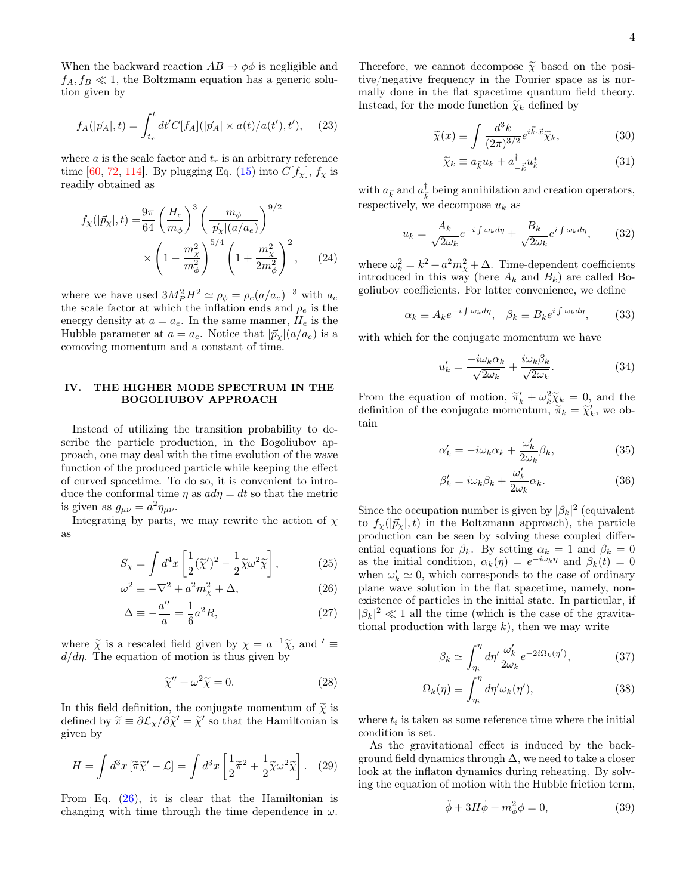When the backward reaction $AB \to \phi\phi$ is negligible and $f_A, f_B \ll 1$, the Boltzmann equation has a generic solution given by

$$f_A(|\vec{p}_A|, t) = \int_{t_r}^{t} dt' C[f_A](|\vec{p}_A| \times a(t)/a(t'), t'), \qquad (23)$$

where $a$ is the scale factor and $t_r$ is an arbitrary reference time [60, 72, 114]. By plugging Eq. (15) into $C[f_\chi]$, $f_\chi$ is readily obtained as

$$\begin{aligned} f_\chi(|\vec{p}_\chi|, t) =& \frac{9\pi}{64}\left(\frac{H_e}{m_\phi}\right)^3 \left(\frac{m_\phi}{|\vec{p}_\chi|(a/a_e)}\right)^{9/2} \\ &\times \left(1 - \frac{m_\chi^2}{m_\phi^2}\right)^{5/4}\left(1 + \frac{m_\chi^2}{2m_\phi^2}\right)^2, \end{aligned} \qquad (24)$$

where we have used $3M_P^2H^2 \simeq \rho_\phi = \rho_e(a/a_e)^{-3}$ with $a_e$ the scale factor at which the inflation ends and $\rho_e$ is the energy density at $a = a_e$. In the same manner, $H_e$ is the Hubble parameter at $a = a_e$. Notice that $|\vec{p}_\chi|(a/a_e)$ is a comoving momentum and a constant of time.

## IV. THE HIGHER MODE SPECTRUM IN THE BOGOLIUBOV APPROACH

Instead of utilizing the transition probability to describe the particle production, in the Bogoliubov approach, one may deal with the time evolution of the wave function of the produced particle while keeping the effect of curved spacetime. To do so, it is convenient to introduce the conformal time $\eta$ as $a d\eta = dt$ so that the metric is given as $g_{\mu\nu} = a^2\eta_{\mu\nu}$.

Integrating by parts, we may rewrite the action of $\chi$ as

$$S_\chi = \int d^4x \left[\frac{1}{2}(\widetilde{\chi}')^2 - \frac{1}{2}\widetilde{\chi}\omega^2\widetilde{\chi}\right], \qquad (25)$$

$$\omega^2 \equiv -\nabla^2 + a^2 m_\chi^2 + \Delta, \qquad (26)$$

$$\Delta \equiv -\frac{a''}{a} = \frac{1}{6}a^2 R, \qquad (27)$$

where $\widetilde{\chi}$ is a rescaled field given by $\chi = a^{-1}\widetilde{\chi}$, and $' \equiv d/d\eta$. The equation of motion is thus given by

$$\widetilde{\chi}'' + \omega^2\widetilde{\chi} = 0. \qquad (28)$$

In this field definition, the conjugate momentum of $\widetilde{\chi}$ is defined by $\widetilde{\pi} \equiv \partial\mathcal{L}_\chi/\partial\widetilde{\chi}' = \widetilde{\chi}'$ so that the Hamiltonian is given by

$$H = \int d^3x \left[\widetilde{\pi}\widetilde{\chi}' - \mathcal{L}\right] = \int d^3x \left[\frac{1}{2}\widetilde{\pi}^2 + \frac{1}{2}\widetilde{\chi}\omega^2\widetilde{\chi}\right]. \qquad (29)$$

From Eq. (26), it is clear that the Hamiltonian is changing with time through the time dependence in $\omega$. Therefore, we cannot decompose $\widetilde{\chi}$ based on the positive/negative frequency in the Fourier space as is normally done in the flat spacetime quantum field theory. Instead, for the mode function $\widetilde{\chi}_k$ defined by

$$\widetilde{\chi}(x) \equiv \int \frac{d^3k}{(2\pi)^{3/2}} e^{i\vec{k}\cdot\vec{x}}\widetilde{\chi}_k, \qquad (30)$$

$$\widetilde{\chi}_k \equiv a_{\vec{k}} u_k + a^\dagger_{-\vec{k}} u_k^* \qquad (31)$$

with $a_{\vec{k}}$ and $a^\dagger_{\vec{k}}$ being annihilation and creation operators, respectively, we decompose $u_k$ as

$$u_k = \frac{A_k}{\sqrt{2\omega_k}} e^{-i\int \omega_k d\eta} + \frac{B_k}{\sqrt{2\omega_k}} e^{i\int \omega_k d\eta}, \qquad (32)$$

where $\omega_k^2 = k^2 + a^2 m_\chi^2 + \Delta$. Time-dependent coefficients introduced in this way (here $A_k$ and $B_k$) are called Bogoliubov coefficients. For latter convenience, we define

$$\alpha_k \equiv A_k e^{-i\int \omega_k d\eta}, \quad \beta_k \equiv B_k e^{i\int \omega_k d\eta}, \qquad (33)$$

with which for the conjugate momentum we have

$$u_k' = \frac{-i\omega_k \alpha_k}{\sqrt{2\omega_k}} + \frac{i\omega_k\beta_k}{\sqrt{2\omega_k}}. \qquad (34)$$

From the equation of motion, $\widetilde{\pi}_k' + \omega_k^2\widetilde{\chi}_k = 0$, and the definition of the conjugate momentum, $\widetilde{\pi}_k = \widetilde{\chi}_k'$, we obtain

$$\alpha_k' = -i\omega_k\alpha_k + \frac{\omega_k'}{2\omega_k}\beta_k, \qquad (35)$$

$$\beta_k' = i\omega_k\beta_k + \frac{\omega_k'}{2\omega_k}\alpha_k. \qquad (36)$$

Since the occupation number is given by $|\beta_k|^2$ (equivalent to $f_\chi(|\vec{p}_\chi|, t)$ in the Boltzmann approach), the particle production can be seen by solving these coupled differential equations for $\beta_k$. By setting $\alpha_k = 1$ and $\beta_k = 0$ as the initial condition, $\alpha_k(\eta) = e^{-i\omega_k\eta}$ and $\beta_k(t) = 0$ when $\omega_k' \simeq 0$, which corresponds to the case of ordinary plane wave solution in the flat spacetime, namely, nonexistence of particles in the initial state. In particular, if $|\beta_k|^2 \ll 1$ all the time (which is the case of the gravitational production with large $k$), then we may write

$$\beta_k \simeq \int_{\eta_i}^{\eta} d\eta' \frac{\omega_k'}{2\omega_k} e^{-2i\Omega_k(\eta')}, \qquad (37)$$

$$\Omega_k(\eta) \equiv \int_{\eta_i}^{\eta} d\eta' \omega_k(\eta'), \qquad (38)$$

where $t_i$ is taken as some reference time where the initial condition is set.

As the gravitational effect is induced by the background field dynamics through $\Delta$, we need to take a closer look at the inflaton dynamics during reheating. By solving the equation of motion with the Hubble friction term,

$$\ddot{\phi} + 3H\dot{\phi} + m_\phi^2\phi = 0, \qquad (39)$$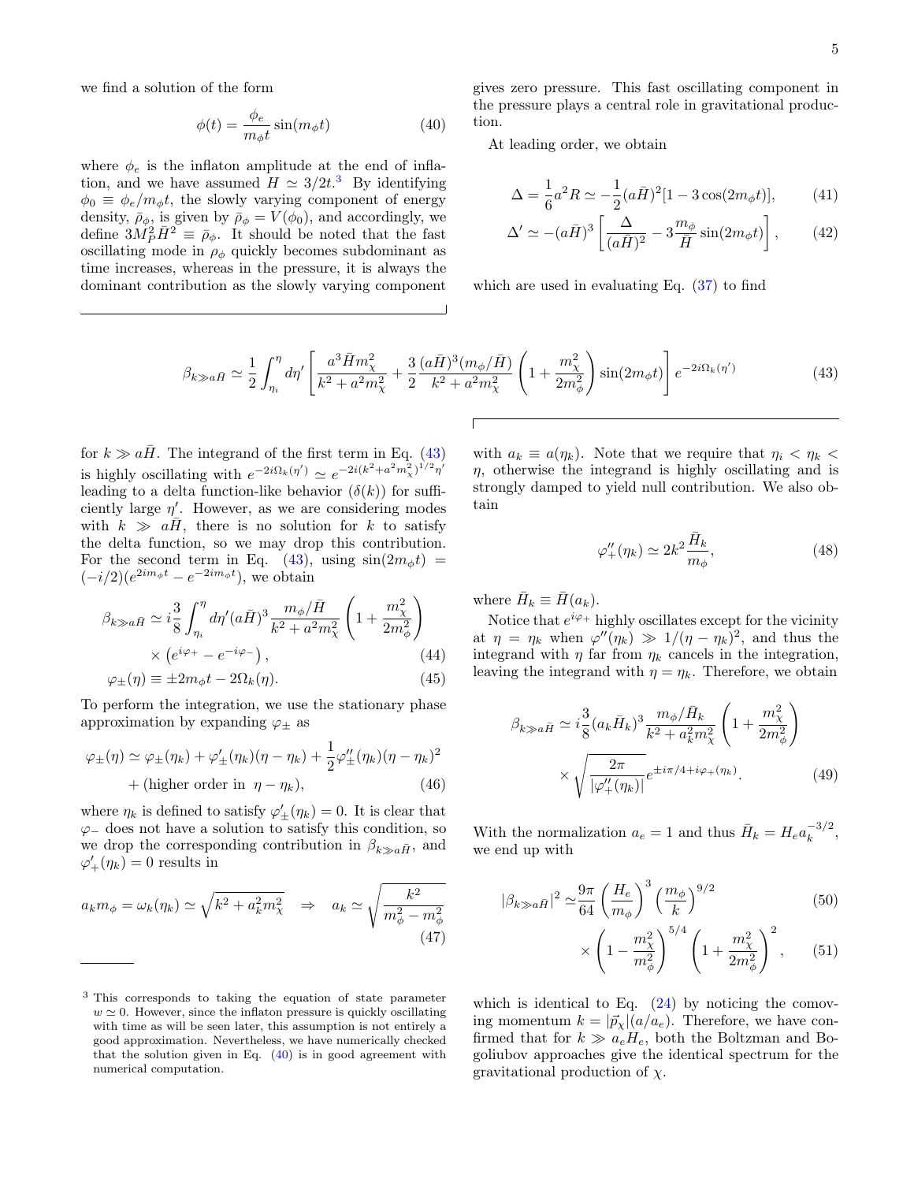we find a solution of the form

$$\phi(t) = \frac{\phi_e}{m_\phi t}\sin(m_\phi t) \tag{40}$$

where $\phi_e$ is the inflaton amplitude at the end of inflation, and we have assumed $H \simeq 3/2t$.[3] By identifying $\phi_0 \equiv \phi_e/m_\phi t$, the slowly varying component of energy density, $\bar{\rho}_\phi$, is given by $\bar{\rho}_\phi = V(\phi_0)$, and accordingly, we define $3M_P^2\bar{H}^2 \equiv \bar{\rho}_\phi$. It should be noted that the fast oscillating mode in $\rho_\phi$ quickly becomes subdominant as time increases, whereas in the pressure, it is always the dominant contribution as the slowly varying component gives zero pressure. This fast oscillating component in the pressure plays a central role in gravitational production.

At leading order, we obtain

$$\Delta = \frac{1}{6}a^2 R \simeq -\frac{1}{2}(a\bar{H})^2[1 - 3\cos(2m_\phi t)], \tag{41}$$

$$\Delta' \simeq -(a\bar{H})^3\left[\frac{\Delta}{(a\bar{H})^2} - 3\frac{m_\phi}{\bar{H}}\sin(2m_\phi t)\right], \tag{42}$$

which are used in evaluating Eq. (37) to find

$$\beta_{k\gg a\bar{H}} \simeq \frac{1}{2}\int_{\eta_i}^{\eta} d\eta' \left[\frac{a^3\bar{H}m_\chi^2}{k^2 + a^2 m_\chi^2} + \frac{3}{2}\frac{(a\bar{H})^3(m_\phi/\bar{H})}{k^2 + a^2 m_\chi^2}\left(1 + \frac{m_\chi^2}{2m_\phi^2}\right)\sin(2m_\phi t)\right]e^{-2i\Omega_k(\eta')} \tag{43}$$

for $k \gg a\bar{H}$. The integrand of the first term in Eq. (43) is highly oscillating with $e^{-2i\Omega_k(\eta')} \simeq e^{-2i(k^2+a^2m_\chi^2)^{1/2}\eta'}$ leading to a delta function-like behavior ($\delta(k)$) for sufficiently large $\eta'$. However, as we are considering modes with $k \gg a\bar{H}$, there is no solution for $k$ to satisfy the delta function, so we may drop this contribution. For the second term in Eq. (43), using $\sin(2m_\phi t) = (-i/2)(e^{2im_\phi t} - e^{-2im_\phi t})$, we obtain

$$\beta_{k\gg a\bar{H}} \simeq i\frac{3}{8}\int_{\eta_i}^{\eta} d\eta' (a\bar{H})^3 \frac{m_\phi/\bar{H}}{k^2 + a^2 m_\chi^2}\left(1 + \frac{m_\chi^2}{2m_\phi^2}\right) \times \left(e^{i\varphi_+} - e^{-i\varphi_-}\right), \tag{44}$$

$$\varphi_\pm(\eta) \equiv \pm 2m_\phi t - 2\Omega_k(\eta). \tag{45}$$

To perform the integration, we use the stationary phase approximation by expanding $\varphi_\pm$ as

$$\varphi_\pm(\eta) \simeq \varphi_\pm(\eta_k) + \varphi'_\pm(\eta_k)(\eta - \eta_k) + \frac{1}{2}\varphi''_\pm(\eta_k)(\eta - \eta_k)^2 + (\text{higher order in } \ \eta - \eta_k), \tag{46}$$

where $\eta_k$ is defined to satisfy $\varphi'_\pm(\eta_k) = 0$. It is clear that $\varphi_-$ does not have a solution to satisfy this condition, so we drop the corresponding contribution in $\beta_{k\gg a\bar{H}}$, and $\varphi'_+(\eta_k) = 0$ results in

$$a_k m_\phi = \omega_k(\eta_k) \simeq \sqrt{k^2 + a_k^2 m_\chi^2} \quad \Rightarrow \quad a_k \simeq \sqrt{\frac{k^2}{m_\phi^2 - m_\chi^2}} \tag{47}$$

with $a_k \equiv a(\eta_k)$. Note that we require that $\eta_i < \eta_k < \eta$, otherwise the integrand is highly oscillating and is strongly damped to yield null contribution. We also obtain

$$\varphi''_+(\eta_k) \simeq 2k^2\frac{\bar{H}_k}{m_\phi}, \tag{48}$$

where $\bar{H}_k \equiv \bar{H}(a_k)$.

Notice that $e^{i\varphi_+}$ highly oscillates except for the vicinity at $\eta = \eta_k$ when $\varphi''(\eta_k) \gg 1/(\eta - \eta_k)^2$, and thus the integrand with $\eta$ far from $\eta_k$ cancels in the integration, leaving the integrand with $\eta = \eta_k$. Therefore, we obtain

$$\beta_{k\gg a\bar{H}} \simeq i\frac{3}{8}(a_k\bar{H}_k)^3\frac{m_\phi/\bar{H}_k}{k^2 + a_k^2 m_\chi^2}\left(1 + \frac{m_\chi^2}{2m_\phi^2}\right) \times \sqrt{\frac{2\pi}{|\varphi''_+(\eta_k)|}}e^{\pm i\pi/4 + i\varphi_+(\eta_k)}. \tag{49}$$

With the normalization $a_e = 1$ and thus $\bar{H}_k = H_e a_k^{-3/2}$, we end up with

$$|\beta_{k\gg a\bar{H}}|^2 \simeq \frac{9\pi}{64}\left(\frac{H_e}{m_\phi}\right)^3\left(\frac{m_\phi}{k}\right)^{9/2} \tag{50}$$

$$\times\left(1 - \frac{m_\chi^2}{m_\phi^2}\right)^{5/4}\left(1 + \frac{m_\chi^2}{2m_\phi^2}\right)^2, \tag{51}$$

which is identical to Eq. (24) by noticing the comoving momentum $k = |\vec{p}_\chi|(a/a_e)$. Therefore, we have confirmed that for $k \gg a_e H_e$, both the Boltzman and Bogoliubov approaches give the identical spectrum for the gravitational production of $\chi$.

---

[3] This corresponds to taking the equation of state parameter $w \simeq 0$. However, since the inflaton pressure is quickly oscillating with time as will be seen later, this assumption is not entirely a good approximation. Nevertheless, we have numerically checked that the solution given in Eq. (40) is in good agreement with numerical computation.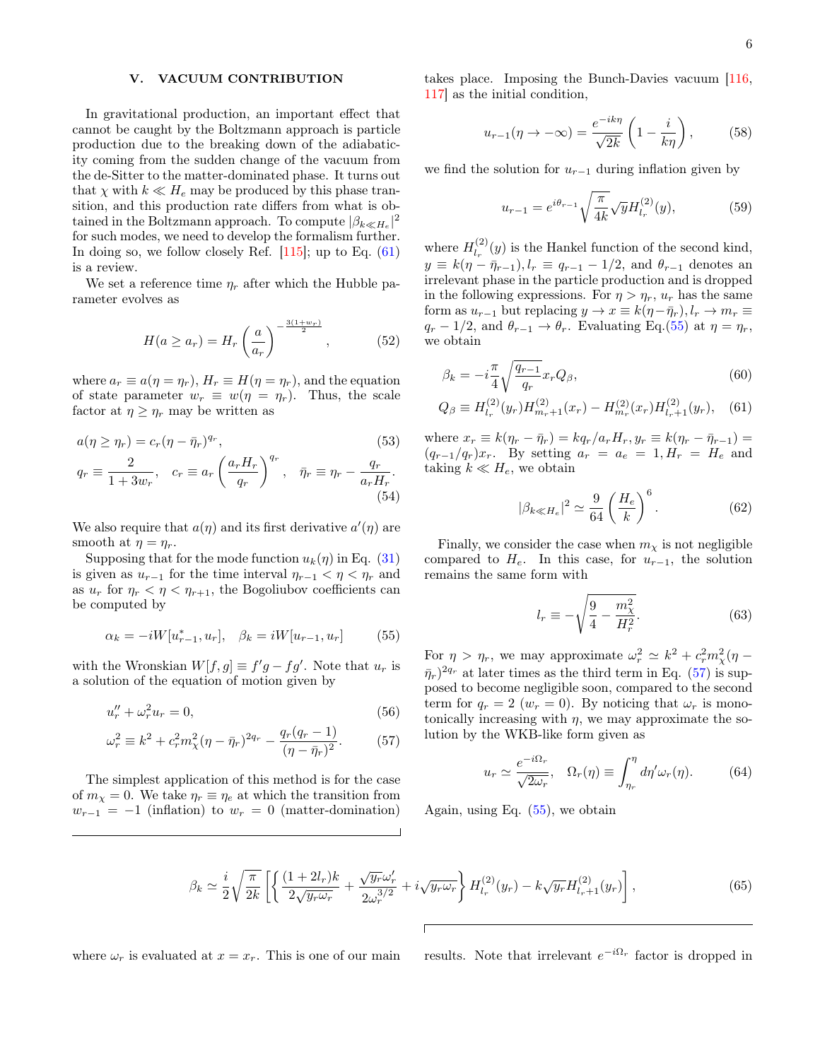## V. VACUUM CONTRIBUTION

In gravitational production, an important effect that cannot be caught by the Boltzmann approach is particle production due to the breaking down of the adiabaticity coming from the sudden change of the vacuum from the de-Sitter to the matter-dominated phase. It turns out that $\chi$ with $k \ll H_e$ may be produced by this phase transition, and this production rate differs from what is obtained in the Boltzmann approach. To compute $|\beta_{k\ll H_e}|^2$ for such modes, we need to develop the formalism further. In doing so, we follow closely Ref. [115]; up to Eq. (61) is a review.

We set a reference time $\eta_r$ after which the Hubble parameter evolves as

$$H(a \geq a_r) = H_r \left(\frac{a}{a_r}\right)^{-\frac{3(1+w_r)}{2}}, \tag{52}$$

where $a_r \equiv a(\eta = \eta_r)$, $H_r \equiv H(\eta = \eta_r)$, and the equation of state parameter $w_r \equiv w(\eta = \eta_r)$. Thus, the scale factor at $\eta \geq \eta_r$ may be written as

$$a(\eta \geq \eta_r) = c_r(\eta - \bar{\eta}_r)^{q_r}, \tag{53}$$

$$q_r \equiv \frac{2}{1+3w_r}, \quad c_r \equiv a_r\left(\frac{a_r H_r}{q_r}\right)^{q_r}, \quad \bar{\eta}_r \equiv \eta_r - \frac{q_r}{a_r H_r}. \tag{54}$$

We also require that $a(\eta)$ and its first derivative $a'(\eta)$ are smooth at $\eta = \eta_r$.

Supposing that for the mode function $u_k(\eta)$ in Eq. (31) is given as $u_{r-1}$ for the time interval $\eta_{r-1} < \eta < \eta_r$ and as $u_r$ for $\eta_r < \eta < \eta_{r+1}$, the Bogoliubov coefficients can be computed by

$$\alpha_k = -iW[u_{r-1}^*, u_r], \quad \beta_k = iW[u_{r-1}, u_r] \tag{55}$$

with the Wronskian $W[f,g] \equiv f'g - fg'$. Note that $u_r$ is a solution of the equation of motion given by

$$u_r'' + \omega_r^2 u_r = 0, \tag{56}$$

$$\omega_r^2 \equiv k^2 + c_r^2 m_\chi^2 (\eta - \bar{\eta}_r)^{2q_r} - \frac{q_r(q_r-1)}{(\eta - \bar{\eta}_r)^2}. \tag{57}$$

The simplest application of this method is for the case of $m_\chi = 0$. We take $\eta_r \equiv \eta_e$ at which the transition from $w_{r-1} = -1$ (inflation) to $w_r = 0$ (matter-domination) takes place. Imposing the Bunch-Davies vacuum [116, 117] as the initial condition,

$$u_{r-1}(\eta \to -\infty) = \frac{e^{-ik\eta}}{\sqrt{2k}}\left(1 - \frac{i}{k\eta}\right), \tag{58}$$

we find the solution for $u_{r-1}$ during inflation given by

$$u_{r-1} = e^{i\theta_{r-1}}\sqrt{\frac{\pi}{4k}}\sqrt{y}H_{l_r}^{(2)}(y), \tag{59}$$

where $H_{l_r}^{(2)}(y)$ is the Hankel function of the second kind, $y \equiv k(\eta - \bar{\eta}_{r-1}), l_r \equiv q_{r-1} - 1/2$, and $\theta_{r-1}$ denotes an irrelevant phase in the particle production and is dropped in the following expressions. For $\eta > \eta_r$, $u_r$ has the same form as $u_{r-1}$ but replacing $y \to x \equiv k(\eta - \bar{\eta}_r), l_r \to m_r \equiv q_r - 1/2$, and $\theta_{r-1} \to \theta_r$. Evaluating Eq.(55) at $\eta = \eta_r$, we obtain

$$\beta_k = -i\frac{\pi}{4}\sqrt{\frac{q_{r-1}}{q_r}}x_r Q_\beta, \tag{60}$$

$$Q_\beta \equiv H_{l_r}^{(2)}(y_r)H_{m_r+1}^{(2)}(x_r) - H_{m_r}^{(2)}(x_r)H_{l_r+1}^{(2)}(y_r), \tag{61}$$

where $x_r \equiv k(\eta_r - \bar{\eta}_r) = kq_r/a_r H_r, y_r \equiv k(\eta_r - \bar{\eta}_{r-1}) = (q_{r-1}/q_r)x_r$. By setting $a_r = a_e = 1, H_r = H_e$ and taking $k \ll H_e$, we obtain

$$|\beta_{k\ll H_e}|^2 \simeq \frac{9}{64}\left(\frac{H_e}{k}\right)^6. \tag{62}$$

Finally, we consider the case when $m_\chi$ is not negligible compared to $H_e$. In this case, for $u_{r-1}$, the solution remains the same form with

$$l_r \equiv -\sqrt{\frac{9}{4} - \frac{m_\chi^2}{H_r^2}}. \tag{63}$$

For $\eta > \eta_r$, we may approximate $\omega_r^2 \simeq k^2 + c_r^2 m_\chi^2(\eta - \bar{\eta}_r)^{2q_r}$ at later times as the third term in Eq. (57) is supposed to become negligible soon, compared to the second term for $q_r = 2$ ($w_r = 0$). By noticing that $\omega_r$ is monotonically increasing with $\eta$, we may approximate the solution by the WKB-like form given as

$$u_r \simeq \frac{e^{-i\Omega_r}}{\sqrt{2\omega_r}}, \quad \Omega_r(\eta) \equiv \int_{\eta_r}^{\eta} d\eta' \omega_r(\eta). \tag{64}$$

Again, using Eq. (55), we obtain

$$\beta_k \simeq \frac{i}{2}\sqrt{\frac{\pi}{2k}}\left[\left\{\frac{(1+2l_r)k}{2\sqrt{y_r}\omega_r} + \frac{\sqrt{y_r}\omega_r'}{2\omega_r^{3/2}} + i\sqrt{y_r\omega_r}\right\}H_{l_r}^{(2)}(y_r) - k\sqrt{y_r}H_{l_r+1}^{(2)}(y_r)\right], \tag{65}$$

where $\omega_r$ is evaluated at $x = x_r$. This is one of our main results. Note that irrelevant $e^{-i\Omega_r}$ factor is dropped in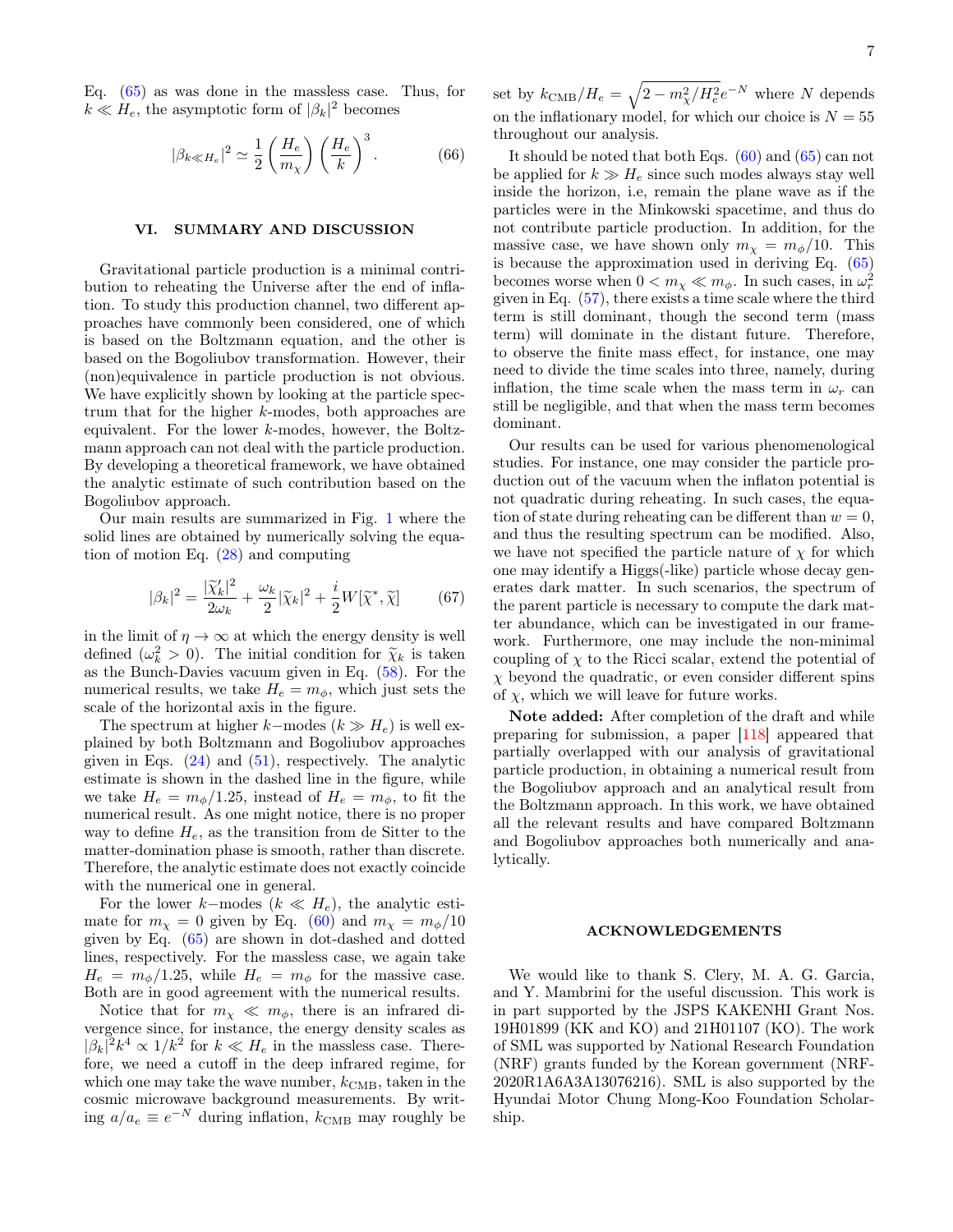Eq. (65) as was done in the massless case. Thus, for $k \ll H_e$, the asymptotic form of $|\beta_k|^2$ becomes

$$|\beta_{k\ll H_e}|^2 \simeq \frac{1}{2}\left(\frac{H_e}{m_\chi}\right)\left(\frac{H_e}{k}\right)^3. \tag{66}$$

## VI. SUMMARY AND DISCUSSION

Gravitational particle production is a minimal contribution to reheating the Universe after the end of inflation. To study this production channel, two different approaches have commonly been considered, one of which is based on the Boltzmann equation, and the other is based on the Bogoliubov transformation. However, their (non)equivalence in particle production is not obvious. We have explicitly shown by looking at the particle spectrum that for the higher $k$-modes, both approaches are equivalent. For the lower $k$-modes, however, the Boltzmann approach can not deal with the particle production. By developing a theoretical framework, we have obtained the analytic estimate of such contribution based on the Bogoliubov approach.

Our main results are summarized in Fig. 1 where the solid lines are obtained by numerically solving the equation of motion Eq. (28) and computing

$$|\beta_k|^2 = \frac{|\widetilde{\chi}_k'|^2}{2\omega_k} + \frac{\omega_k}{2}|\widetilde{\chi}_k|^2 + \frac{i}{2}W[\widetilde{\chi}^*, \widetilde{\chi}] \tag{67}$$

in the limit of $\eta \to \infty$ at which the energy density is well defined ($\omega_k^2 > 0$). The initial condition for $\widetilde{\chi}_k$ is taken as the Bunch-Davies vacuum given in Eq. (58). For the numerical results, we take $H_e = m_\phi$, which just sets the scale of the horizontal axis in the figure.

The spectrum at higher $k-$modes ($k \gg H_e$) is well explained by both Boltzmann and Bogoliubov approaches given in Eqs. (24) and (51), respectively. The analytic estimate is shown in the dashed line in the figure, while we take $H_e = m_\phi/1.25$, instead of $H_e = m_\phi$, to fit the numerical result. As one might notice, there is no proper way to define $H_e$, as the transition from de Sitter to the matter-domination phase is smooth, rather than discrete. Therefore, the analytic estimate does not exactly coincide with the numerical one in general.

For the lower $k-$modes ($k \ll H_e$), the analytic estimate for $m_\chi = 0$ given by Eq. (60) and $m_\chi = m_\phi/10$ given by Eq. (65) are shown in dot-dashed and dotted lines, respectively. For the massless case, we again take $H_e = m_\phi/1.25$, while $H_e = m_\phi$ for the massive case. Both are in good agreement with the numerical results.

Notice that for $m_\chi \ll m_\phi$, there is an infrared divergence since, for instance, the energy density scales as $|\beta_k|^2 k^4 \propto 1/k^2$ for $k \ll H_e$ in the massless case. Therefore, we need a cutoff in the deep infrared regime, for which one may take the wave number, $k_{\rm CMB}$, taken in the cosmic microwave background measurements. By writing $a/a_e \equiv e^{-N}$ during inflation, $k_{\rm CMB}$ may roughly be set by $k_{\rm CMB}/H_e = \sqrt{2 - m_\chi^2/H_e^2}\, e^{-N}$ where $N$ depends on the inflationary model, for which our choice is $N = 55$ throughout our analysis.

It should be noted that both Eqs. (60) and (65) can not be applied for $k \gg H_e$ since such modes always stay well inside the horizon, i.e, remain the plane wave as if the particles were in the Minkowski spacetime, and thus do not contribute particle production. In addition, for the massive case, we have shown only $m_\chi = m_\phi/10$. This is because the approximation used in deriving Eq. (65) becomes worse when $0 < m_\chi \ll m_\phi$. In such cases, in $\omega_r^2$ given in Eq. (57), there exists a time scale where the third term is still dominant, though the second term (mass term) will dominate in the distant future. Therefore, to observe the finite mass effect, for instance, one may need to divide the time scales into three, namely, during inflation, the time scale when the mass term in $\omega_r$ can still be negligible, and that when the mass term becomes dominant.

Our results can be used for various phenomenological studies. For instance, one may consider the particle production out of the vacuum when the inflaton potential is not quadratic during reheating. In such cases, the equation of state during reheating can be different than $w = 0$, and thus the resulting spectrum can be modified. Also, we have not specified the particle nature of $\chi$ for which one may identify a Higgs(-like) particle whose decay generates dark matter. In such scenarios, the spectrum of the parent particle is necessary to compute the dark matter abundance, which can be investigated in our framework. Furthermore, one may include the non-minimal coupling of $\chi$ to the Ricci scalar, extend the potential of $\chi$ beyond the quadratic, or even consider different spins of $\chi$, which we will leave for future works.

**Note added:** After completion of the draft and while preparing for submission, a paper [118] appeared that partially overlapped with our analysis of gravitational particle production, in obtaining a numerical result from the Bogoliubov approach and an analytical result from the Boltzmann approach. In this work, we have obtained all the relevant results and have compared Boltzmann and Bogoliubov approaches both numerically and analytically.

## ACKNOWLEDGEMENTS

We would like to thank S. Clery, M. A. G. Garcia, and Y. Mambrini for the useful discussion. This work is in part supported by the JSPS KAKENHI Grant Nos. 19H01899 (KK and KO) and 21H01107 (KO). The work of SML was supported by National Research Foundation (NRF) grants funded by the Korean government (NRF-2020R1A6A3A13076216). SML is also supported by the Hyundai Motor Chung Mong-Koo Foundation Scholarship.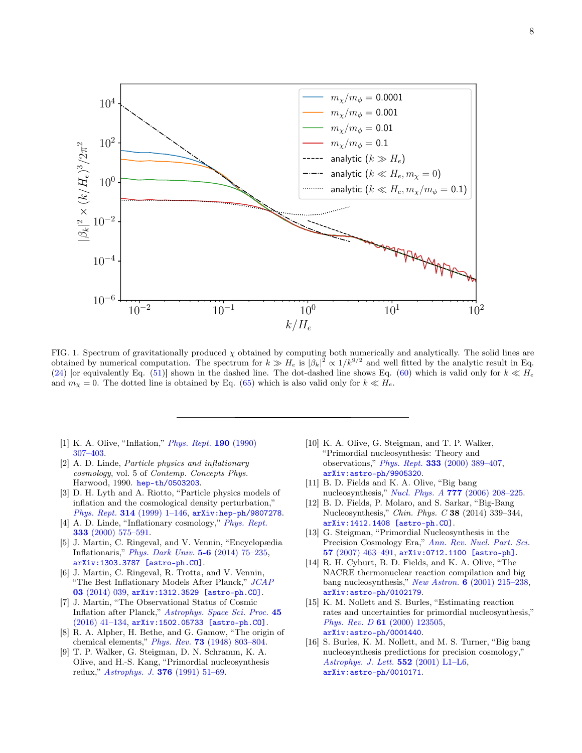FIG. 1. Spectrum of gravitationally produced $\chi$ obtained by computing both numerically and analytically. The solid lines are obtained by numerical computation. The spectrum for $k \gg H_e$ is $|\beta_k|^2 \propto 1/k^{9/2}$ and well fitted by the analytic result in Eq. (24) [or equivalently Eq. (51)] shown in the dashed line. The dot-dashed line shows Eq. (60) which is valid only for $k \ll H_e$ and $m_\chi = 0$. The dotted line is obtained by Eq. (65) which is also valid only for $k \ll H_e$.

---

[1] K. A. Olive, "Inflation," *Phys. Rept.* **190** (1990) 307–403.

[2] A. D. Linde, *Particle physics and inflationary cosmology*, vol. 5 of *Contemp. Concepts Phys.* Harwood, 1990. hep-th/0503203.

[3] D. H. Lyth and A. Riotto, "Particle physics models of inflation and the cosmological density perturbation," *Phys. Rept.* **314** (1999) 1–146, arXiv:hep-ph/9807278.

[4] A. D. Linde, "Inflationary cosmology," *Phys. Rept.* **333** (2000) 575–591.

[5] J. Martin, C. Ringeval, and V. Vennin, "Encyclopædia Inflationaris," *Phys. Dark Univ.* **5-6** (2014) 75–235, arXiv:1303.3787 [astro-ph.CO].

[6] J. Martin, C. Ringeval, R. Trotta, and V. Vennin, "The Best Inflationary Models After Planck," *JCAP* **03** (2014) 039, arXiv:1312.3529 [astro-ph.CO].

[7] J. Martin, "The Observational Status of Cosmic Inflation after Planck," *Astrophys. Space Sci. Proc.* **45** (2016) 41–134, arXiv:1502.05733 [astro-ph.CO].

[8] R. A. Alpher, H. Bethe, and G. Gamow, "The origin of chemical elements," *Phys. Rev.* **73** (1948) 803–804.

[9] T. P. Walker, G. Steigman, D. N. Schramm, K. A. Olive, and H.-S. Kang, "Primordial nucleosynthesis redux," *Astrophys. J.* **376** (1991) 51–69.

[10] K. A. Olive, G. Steigman, and T. P. Walker, "Primordial nucleosynthesis: Theory and observations," *Phys. Rept.* **333** (2000) 389–407, arXiv:astro-ph/9905320.

[11] B. D. Fields and K. A. Olive, "Big bang nucleosynthesis," *Nucl. Phys. A* **777** (2006) 208–225.

[12] B. D. Fields, P. Molaro, and S. Sarkar, "Big-Bang Nucleosynthesis," *Chin. Phys. C* **38** (2014) 339–344, arXiv:1412.1408 [astro-ph.CO].

[13] G. Steigman, "Primordial Nucleosynthesis in the Precision Cosmology Era," *Ann. Rev. Nucl. Part. Sci.* **57** (2007) 463–491, arXiv:0712.1100 [astro-ph].

[14] R. H. Cyburt, B. D. Fields, and K. A. Olive, "The NACRE thermonuclear reaction compilation and big bang nucleosynthesis," *New Astron.* **6** (2001) 215–238, arXiv:astro-ph/0102179.

[15] K. M. Nollett and S. Burles, "Estimating reaction rates and uncertainties for primordial nucleosynthesis," *Phys. Rev. D* **61** (2000) 123505, arXiv:astro-ph/0001440.

[16] S. Burles, K. M. Nollett, and M. S. Turner, "Big bang nucleosynthesis predictions for precision cosmology," *Astrophys. J. Lett.* **552** (2001) L1–L6, arXiv:astro-ph/0010171.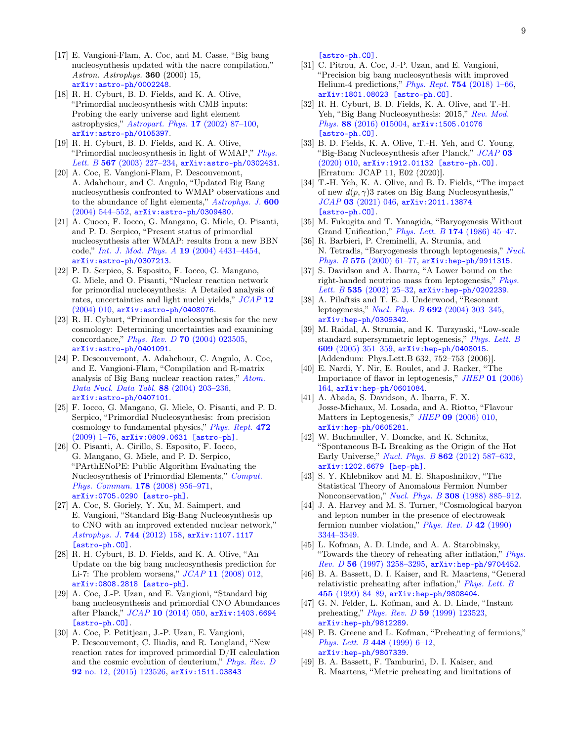[17] E. Vangioni-Flam, A. Coc, and M. Casse, "Big bang nucleosynthesis updated with the nacre compilation," *Astron. Astrophys.* **360** (2000) 15, arXiv:astro-ph/0002248.

[18] R. H. Cyburt, B. D. Fields, and K. A. Olive, "Primordial nucleosynthesis with CMB inputs: Probing the early universe and light element astrophysics," *Astropart. Phys.* **17** (2002) 87–100, arXiv:astro-ph/0105397.

[19] R. H. Cyburt, B. D. Fields, and K. A. Olive, "Primordial nucleosynthesis in light of WMAP," *Phys. Lett. B* **567** (2003) 227–234, arXiv:astro-ph/0302431.

[20] A. Coc, E. Vangioni-Flam, P. Descouvemont, A. Adahchour, and C. Angulo, "Updated Big Bang nucleosynthesis confronted to WMAP observations and to the abundance of light elements," *Astrophys. J.* **600** (2004) 544–552, arXiv:astro-ph/0309480.

[21] A. Cuoco, F. Iocco, G. Mangano, G. Miele, O. Pisanti, and P. D. Serpico, "Present status of primordial nucleosynthesis after WMAP: results from a new BBN code," *Int. J. Mod. Phys. A* **19** (2004) 4431–4454, arXiv:astro-ph/0307213.

[22] P. D. Serpico, S. Esposito, F. Iocco, G. Mangano, G. Miele, and O. Pisanti, "Nuclear reaction network for primordial nucleosynthesis: A Detailed analysis of rates, uncertainties and light nuclei yields," *JCAP* **12** (2004) 010, arXiv:astro-ph/0408076.

[23] R. H. Cyburt, "Primordial nucleosynthesis for the new cosmology: Determining uncertainties and examining concordance," *Phys. Rev. D* **70** (2004) 023505, arXiv:astro-ph/0401091.

[24] P. Descouvemont, A. Adahchour, C. Angulo, A. Coc, and E. Vangioni-Flam, "Compilation and R-matrix analysis of Big Bang nuclear reaction rates," *Atom. Data Nucl. Data Tabl.* **88** (2004) 203–236, arXiv:astro-ph/0407101.

[25] F. Iocco, G. Mangano, G. Miele, O. Pisanti, and P. D. Serpico, "Primordial Nucleosynthesis: from precision cosmology to fundamental physics," *Phys. Rept.* **472** (2009) 1–76, arXiv:0809.0631 [astro-ph].

[26] O. Pisanti, A. Cirillo, S. Esposito, F. Iocco, G. Mangano, G. Miele, and P. D. Serpico, "PArthENoPE: Public Algorithm Evaluating the Nucleosynthesis of Primordial Elements," *Comput. Phys. Commun.* **178** (2008) 956–971, arXiv:0705.0290 [astro-ph].

[27] A. Coc, S. Goriely, Y. Xu, M. Saimpert, and E. Vangioni, "Standard Big-Bang Nucleosynthesis up to CNO with an improved extended nuclear network," *Astrophys. J.* **744** (2012) 158, arXiv:1107.1117 [astro-ph.CO].

[28] R. H. Cyburt, B. D. Fields, and K. A. Olive, "An Update on the big bang nucleosynthesis prediction for Li-7: The problem worsens," *JCAP* **11** (2008) 012, arXiv:0808.2818 [astro-ph].

[29] A. Coc, J.-P. Uzan, and E. Vangioni, "Standard big bang nucleosynthesis and primordial CNO Abundances after Planck," *JCAP* **10** (2014) 050, arXiv:1403.6694 [astro-ph.CO].

[30] A. Coc, P. Petitjean, J.-P. Uzan, E. Vangioni, P. Descouvemont, C. Iliadis, and R. Longland, "New reaction rates for improved primordial D/H calculation and the cosmic evolution of deuterium," *Phys. Rev. D* **92** no. 12, (2015) 123526, arXiv:1511.03843 [astro-ph.CO].

[31] C. Pitrou, A. Coc, J.-P. Uzan, and E. Vangioni, "Precision big bang nucleosynthesis with improved Helium-4 predictions," *Phys. Rept.* **754** (2018) 1–66, arXiv:1801.08023 [astro-ph.CO].

[32] R. H. Cyburt, B. D. Fields, K. A. Olive, and T.-H. Yeh, "Big Bang Nucleosynthesis: 2015," *Rev. Mod. Phys.* **88** (2016) 015004, arXiv:1505.01076 [astro-ph.CO].

[33] B. D. Fields, K. A. Olive, T.-H. Yeh, and C. Young, "Big-Bang Nucleosynthesis after Planck," *JCAP* **03** (2020) 010, arXiv:1912.01132 [astro-ph.CO]. [Erratum: JCAP 11, E02 (2020)].

[34] T.-H. Yeh, K. A. Olive, and B. D. Fields, "The impact of new $d(p,\gamma)3$ rates on Big Bang Nucleosynthesis," *JCAP* **03** (2021) 046, arXiv:2011.13874 [astro-ph.CO].

[35] M. Fukugita and T. Yanagida, "Baryogenesis Without Grand Unification," *Phys. Lett. B* **174** (1986) 45–47.

[36] R. Barbieri, P. Creminelli, A. Strumia, and N. Tetradis, "Baryogenesis through leptogenesis," *Nucl. Phys. B* **575** (2000) 61–77, arXiv:hep-ph/9911315.

[37] S. Davidson and A. Ibarra, "A Lower bound on the right-handed neutrino mass from leptogenesis," *Phys. Lett. B* **535** (2002) 25–32, arXiv:hep-ph/0202239.

[38] A. Pilaftsis and T. E. J. Underwood, "Resonant leptogenesis," *Nucl. Phys. B* **692** (2004) 303–345, arXiv:hep-ph/0309342.

[39] M. Raidal, A. Strumia, and K. Turzynski, "Low-scale standard supersymmetric leptogenesis," *Phys. Lett. B* **609** (2005) 351–359, arXiv:hep-ph/0408015. [Addendum: Phys.Lett.B 632, 752–753 (2006)].

[40] E. Nardi, Y. Nir, E. Roulet, and J. Racker, "The Importance of flavor in leptogenesis," *JHEP* **01** (2006) 164, arXiv:hep-ph/0601084.

[41] A. Abada, S. Davidson, A. Ibarra, F. X. Josse-Michaux, M. Losada, and A. Riotto, "Flavour Matters in Leptogenesis," *JHEP* **09** (2006) 010, arXiv:hep-ph/0605281.

[42] W. Buchmuller, V. Domcke, and K. Schmitz, "Spontaneous B-L Breaking as the Origin of the Hot Early Universe," *Nucl. Phys. B* **862** (2012) 587–632, arXiv:1202.6679 [hep-ph].

[43] S. Y. Khlebnikov and M. E. Shaposhnikov, "The Statistical Theory of Anomalous Fermion Number Nonconservation," *Nucl. Phys. B* **308** (1988) 885–912.

[44] J. A. Harvey and M. S. Turner, "Cosmological baryon and lepton number in the presence of electroweak fermion number violation," *Phys. Rev. D* **42** (1990) 3344–3349.

[45] L. Kofman, A. D. Linde, and A. A. Starobinsky, "Towards the theory of reheating after inflation," *Phys. Rev. D* **56** (1997) 3258–3295, arXiv:hep-ph/9704452.

[46] B. A. Bassett, D. I. Kaiser, and R. Maartens, "General relativistic preheating after inflation," *Phys. Lett. B* **455** (1999) 84–89, arXiv:hep-ph/9808404.

[47] G. N. Felder, L. Kofman, and A. D. Linde, "Instant preheating," *Phys. Rev. D* **59** (1999) 123523, arXiv:hep-ph/9812289.

[48] P. B. Greene and L. Kofman, "Preheating of fermions," *Phys. Lett. B* **448** (1999) 6–12, arXiv:hep-ph/9807339.

[49] B. A. Bassett, F. Tamburini, D. I. Kaiser, and R. Maartens, "Metric preheating and limitations of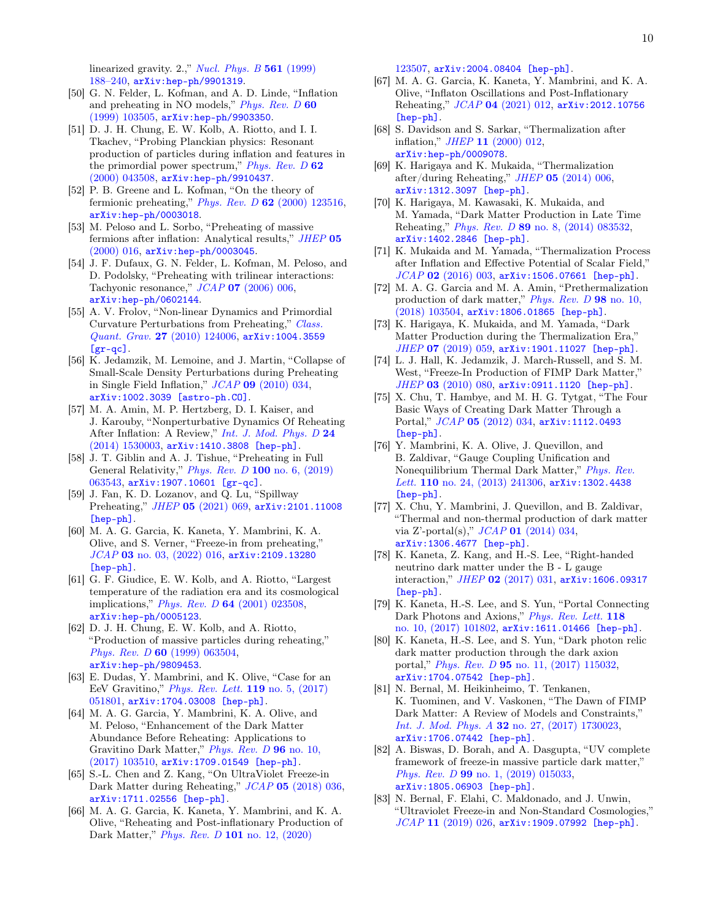linearized gravity. 2.," *Nucl. Phys. B* **561** (1999) 188–240, arXiv:hep-ph/9901319.

[50] G. N. Felder, L. Kofman, and A. D. Linde, "Inflation and preheating in NO models," *Phys. Rev. D* **60** (1999) 103505, arXiv:hep-ph/9903350.

[51] D. J. H. Chung, E. W. Kolb, A. Riotto, and I. I. Tkachev, "Probing Planckian physics: Resonant production of particles during inflation and features in the primordial power spectrum," *Phys. Rev. D* **62** (2000) 043508, arXiv:hep-ph/9910437.

[52] P. B. Greene and L. Kofman, "On the theory of fermionic preheating," *Phys. Rev. D* **62** (2000) 123516, arXiv:hep-ph/0003018.

[53] M. Peloso and L. Sorbo, "Preheating of massive fermions after inflation: Analytical results," *JHEP* **05** (2000) 016, arXiv:hep-ph/0003045.

[54] J. F. Dufaux, G. N. Felder, L. Kofman, M. Peloso, and D. Podolsky, "Preheating with trilinear interactions: Tachyonic resonance," *JCAP* **07** (2006) 006, arXiv:hep-ph/0602144.

[55] A. V. Frolov, "Non-linear Dynamics and Primordial Curvature Perturbations from Preheating," *Class. Quant. Grav.* **27** (2010) 124006, arXiv:1004.3559 [gr-qc].

[56] K. Jedamzik, M. Lemoine, and J. Martin, "Collapse of Small-Scale Density Perturbations during Preheating in Single Field Inflation," *JCAP* **09** (2010) 034, arXiv:1002.3039 [astro-ph.CO].

[57] M. A. Amin, M. P. Hertzberg, D. I. Kaiser, and J. Karouby, "Nonperturbative Dynamics Of Reheating After Inflation: A Review," *Int. J. Mod. Phys. D* **24** (2014) 1530003, arXiv:1410.3808 [hep-ph].

[58] J. T. Giblin and A. J. Tishue, "Preheating in Full General Relativity," *Phys. Rev. D* **100** no. 6, (2019) 063543, arXiv:1907.10601 [gr-qc].

[59] J. Fan, K. D. Lozanov, and Q. Lu, "Spillway Preheating," *JHEP* **05** (2021) 069, arXiv:2101.11008 [hep-ph].

[60] M. A. G. Garcia, K. Kaneta, Y. Mambrini, K. A. Olive, and S. Verner, "Freeze-in from preheating," *JCAP* **03** no. 03, (2022) 016, arXiv:2109.13280 [hep-ph].

[61] G. F. Giudice, E. W. Kolb, and A. Riotto, "Largest temperature of the radiation era and its cosmological implications," *Phys. Rev. D* **64** (2001) 023508, arXiv:hep-ph/0005123.

[62] D. J. H. Chung, E. W. Kolb, and A. Riotto, "Production of massive particles during reheating," *Phys. Rev. D* **60** (1999) 063504, arXiv:hep-ph/9809453.

[63] E. Dudas, Y. Mambrini, and K. Olive, "Case for an EeV Gravitino," *Phys. Rev. Lett.* **119** no. 5, (2017) 051801, arXiv:1704.03008 [hep-ph].

[64] M. A. G. Garcia, Y. Mambrini, K. A. Olive, and M. Peloso, "Enhancement of the Dark Matter Abundance Before Reheating: Applications to Gravitino Dark Matter," *Phys. Rev. D* **96** no. 10, (2017) 103510, arXiv:1709.01549 [hep-ph].

[65] S.-L. Chen and Z. Kang, "On UltraViolet Freeze-in Dark Matter during Reheating," *JCAP* **05** (2018) 036, arXiv:1711.02556 [hep-ph].

[66] M. A. G. Garcia, K. Kaneta, Y. Mambrini, and K. A. Olive, "Reheating and Post-inflationary Production of Dark Matter," *Phys. Rev. D* **101** no. 12, (2020) 123507, arXiv:2004.08404 [hep-ph].

[67] M. A. G. Garcia, K. Kaneta, Y. Mambrini, and K. A. Olive, "Inflaton Oscillations and Post-Inflationary Reheating," *JCAP* **04** (2021) 012, arXiv:2012.10756 [hep-ph].

[68] S. Davidson and S. Sarkar, "Thermalization after inflation," *JHEP* **11** (2000) 012, arXiv:hep-ph/0009078.

[69] K. Harigaya and K. Mukaida, "Thermalization after/during Reheating," *JHEP* **05** (2014) 006, arXiv:1312.3097 [hep-ph].

[70] K. Harigaya, M. Kawasaki, K. Mukaida, and M. Yamada, "Dark Matter Production in Late Time Reheating," *Phys. Rev. D* **89** no. 8, (2014) 083532, arXiv:1402.2846 [hep-ph].

[71] K. Mukaida and M. Yamada, "Thermalization Process after Inflation and Effective Potential of Scalar Field," *JCAP* **02** (2016) 003, arXiv:1506.07661 [hep-ph].

[72] M. A. G. Garcia and M. A. Amin, "Prethermalization production of dark matter," *Phys. Rev. D* **98** no. 10, (2018) 103504, arXiv:1806.01865 [hep-ph].

[73] K. Harigaya, K. Mukaida, and M. Yamada, "Dark Matter Production during the Thermalization Era," *JHEP* **07** (2019) 059, arXiv:1901.11027 [hep-ph].

[74] L. J. Hall, K. Jedamzik, J. March-Russell, and S. M. West, "Freeze-In Production of FIMP Dark Matter," *JHEP* **03** (2010) 080, arXiv:0911.1120 [hep-ph].

[75] X. Chu, T. Hambye, and M. H. G. Tytgat, "The Four Basic Ways of Creating Dark Matter Through a Portal," *JCAP* **05** (2012) 034, arXiv:1112.0493 [hep-ph].

[76] Y. Mambrini, K. A. Olive, J. Quevillon, and B. Zaldivar, "Gauge Coupling Unification and Nonequilibrium Thermal Dark Matter," *Phys. Rev. Lett.* **110** no. 24, (2013) 241306, arXiv:1302.4438 [hep-ph].

[77] X. Chu, Y. Mambrini, J. Quevillon, and B. Zaldivar, "Thermal and non-thermal production of dark matter via Z'-portal(s)," *JCAP* **01** (2014) 034, arXiv:1306.4677 [hep-ph].

[78] K. Kaneta, Z. Kang, and H.-S. Lee, "Right-handed neutrino dark matter under the B - L gauge interaction," *JHEP* **02** (2017) 031, arXiv:1606.09317 [hep-ph].

[79] K. Kaneta, H.-S. Lee, and S. Yun, "Portal Connecting Dark Photons and Axions," *Phys. Rev. Lett.* **118** no. 10, (2017) 101802, arXiv:1611.01466 [hep-ph].

[80] K. Kaneta, H.-S. Lee, and S. Yun, "Dark photon relic dark matter production through the dark axion portal," *Phys. Rev. D* **95** no. 11, (2017) 115032, arXiv:1704.07542 [hep-ph].

[81] N. Bernal, M. Heikinheimo, T. Tenkanen, K. Tuominen, and V. Vaskonen, "The Dawn of FIMP Dark Matter: A Review of Models and Constraints," *Int. J. Mod. Phys. A* **32** no. 27, (2017) 1730023, arXiv:1706.07442 [hep-ph].

[82] A. Biswas, D. Borah, and A. Dasgupta, "UV complete framework of freeze-in massive particle dark matter," *Phys. Rev. D* **99** no. 1, (2019) 015033, arXiv:1805.06903 [hep-ph].

[83] N. Bernal, F. Elahi, C. Maldonado, and J. Unwin, "Ultraviolet Freeze-in and Non-Standard Cosmologies," *JCAP* **11** (2019) 026, arXiv:1909.07992 [hep-ph].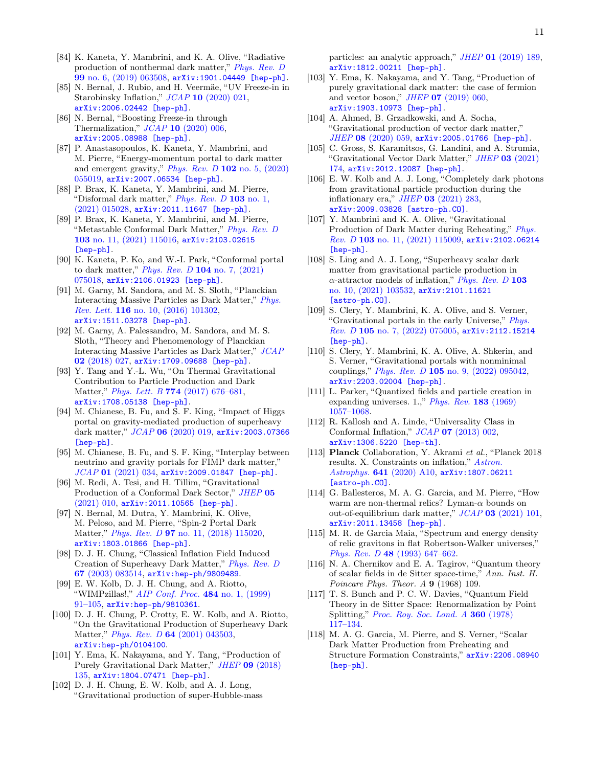[84] K. Kaneta, Y. Mambrini, and K. A. Olive, "Radiative production of nonthermal dark matter," *Phys. Rev. D* **99** no. 6, (2019) 063508, arXiv:1901.04449 [hep-ph].

[85] N. Bernal, J. Rubio, and H. Veermäe, "UV Freeze-in in Starobinsky Inflation," *JCAP* **10** (2020) 021, arXiv:2006.02442 [hep-ph].

[86] N. Bernal, "Boosting Freeze-in through Thermalization," *JCAP* **10** (2020) 006, arXiv:2005.08988 [hep-ph].

[87] P. Anastasopoulos, K. Kaneta, Y. Mambrini, and M. Pierre, "Energy-momentum portal to dark matter and emergent gravity," *Phys. Rev. D* **102** no. 5, (2020) 055019, arXiv:2007.06534 [hep-ph].

[88] P. Brax, K. Kaneta, Y. Mambrini, and M. Pierre, "Disformal dark matter," *Phys. Rev. D* **103** no. 1, (2021) 015028, arXiv:2011.11647 [hep-ph].

[89] P. Brax, K. Kaneta, Y. Mambrini, and M. Pierre, "Metastable Conformal Dark Matter," *Phys. Rev. D* **103** no. 11, (2021) 115016, arXiv:2103.02615 [hep-ph].

[90] K. Kaneta, P. Ko, and W.-I. Park, "Conformal portal to dark matter," *Phys. Rev. D* **104** no. 7, (2021) 075018, arXiv:2106.01923 [hep-ph].

[91] M. Garny, M. Sandora, and M. S. Sloth, "Planckian Interacting Massive Particles as Dark Matter," *Phys. Rev. Lett.* **116** no. 10, (2016) 101302, arXiv:1511.03278 [hep-ph].

[92] M. Garny, A. Palessandro, M. Sandora, and M. S. Sloth, "Theory and Phenomenology of Planckian Interacting Massive Particles as Dark Matter," *JCAP* **02** (2018) 027, arXiv:1709.09688 [hep-ph].

[93] Y. Tang and Y.-L. Wu, "On Thermal Gravitational Contribution to Particle Production and Dark Matter," *Phys. Lett. B* **774** (2017) 676–681, arXiv:1708.05138 [hep-ph].

[94] M. Chianese, B. Fu, and S. F. King, "Impact of Higgs portal on gravity-mediated production of superheavy dark matter," *JCAP* **06** (2020) 019, arXiv:2003.07366 [hep-ph].

[95] M. Chianese, B. Fu, and S. F. King, "Interplay between neutrino and gravity portals for FIMP dark matter," *JCAP* **01** (2021) 034, arXiv:2009.01847 [hep-ph].

[96] M. Redi, A. Tesi, and H. Tillim, "Gravitational Production of a Conformal Dark Sector," *JHEP* **05** (2021) 010, arXiv:2011.10565 [hep-ph].

[97] N. Bernal, M. Dutra, Y. Mambrini, K. Olive, M. Peloso, and M. Pierre, "Spin-2 Portal Dark Matter," *Phys. Rev. D* **97** no. 11, (2018) 115020, arXiv:1803.01866 [hep-ph].

[98] D. J. H. Chung, "Classical Inflation Field Induced Creation of Superheavy Dark Matter," *Phys. Rev. D* **67** (2003) 083514, arXiv:hep-ph/9809489.

[99] E. W. Kolb, D. J. H. Chung, and A. Riotto, "WIMPzillas!," *AIP Conf. Proc.* **484** no. 1, (1999) 91–105, arXiv:hep-ph/9810361.

[100] D. J. H. Chung, P. Crotty, E. W. Kolb, and A. Riotto, "On the Gravitational Production of Superheavy Dark Matter," *Phys. Rev. D* **64** (2001) 043503, arXiv:hep-ph/0104100.

[101] Y. Ema, K. Nakayama, and Y. Tang, "Production of Purely Gravitational Dark Matter," *JHEP* **09** (2018) 135, arXiv:1804.07471 [hep-ph].

[102] D. J. H. Chung, E. W. Kolb, and A. J. Long, "Gravitational production of super-Hubble-mass particles: an analytic approach," *JHEP* **01** (2019) 189, arXiv:1812.00211 [hep-ph].

[103] Y. Ema, K. Nakayama, and Y. Tang, "Production of purely gravitational dark matter: the case of fermion and vector boson," *JHEP* **07** (2019) 060, arXiv:1903.10973 [hep-ph].

[104] A. Ahmed, B. Grzadkowski, and A. Socha, "Gravitational production of vector dark matter," *JHEP* **08** (2020) 059, arXiv:2005.01766 [hep-ph].

[105] C. Gross, S. Karamitsos, G. Landini, and A. Strumia, "Gravitational Vector Dark Matter," *JHEP* **03** (2021) 174, arXiv:2012.12087 [hep-ph].

[106] E. W. Kolb and A. J. Long, "Completely dark photons from gravitational particle production during the inflationary era," *JHEP* **03** (2021) 283, arXiv:2009.03828 [astro-ph.CO].

[107] Y. Mambrini and K. A. Olive, "Gravitational Production of Dark Matter during Reheating," *Phys. Rev. D* **103** no. 11, (2021) 115009, arXiv:2102.06214 [hep-ph].

[108] S. Ling and A. J. Long, "Superheavy scalar dark matter from gravitational particle production in $\alpha$-attractor models of inflation," *Phys. Rev. D* **103** no. 10, (2021) 103532, arXiv:2101.11621 [astro-ph.CO].

[109] S. Clery, Y. Mambrini, K. A. Olive, and S. Verner, "Gravitational portals in the early Universe," *Phys. Rev. D* **105** no. 7, (2022) 075005, arXiv:2112.15214 [hep-ph].

[110] S. Clery, Y. Mambrini, K. A. Olive, A. Shkerin, and S. Verner, "Gravitational portals with nonminimal couplings," *Phys. Rev. D* **105** no. 9, (2022) 095042, arXiv:2203.02004 [hep-ph].

[111] L. Parker, "Quantized fields and particle creation in expanding universes. 1.," *Phys. Rev.* **183** (1969) 1057–1068.

[112] R. Kallosh and A. Linde, "Universality Class in Conformal Inflation," *JCAP* **07** (2013) 002, arXiv:1306.5220 [hep-th].

[113] **Planck** Collaboration, Y. Akrami *et al.*, "Planck 2018 results. X. Constraints on inflation," *Astron. Astrophys.* **641** (2020) A10, arXiv:1807.06211 [astro-ph.CO].

[114] G. Ballesteros, M. A. G. Garcia, and M. Pierre, "How warm are non-thermal relics? Lyman-$\alpha$ bounds on out-of-equilibrium dark matter," *JCAP* **03** (2021) 101, arXiv:2011.13458 [hep-ph].

[115] M. R. de Garcia Maia, "Spectrum and energy density of relic gravitons in flat Robertson-Walker universes," *Phys. Rev. D* **48** (1993) 647–662.

[116] N. A. Chernikov and E. A. Tagirov, "Quantum theory of scalar fields in de Sitter space-time," *Ann. Inst. H. Poincare Phys. Theor. A* **9** (1968) 109.

[117] T. S. Bunch and P. C. W. Davies, "Quantum Field Theory in de Sitter Space: Renormalization by Point Splitting," *Proc. Roy. Soc. Lond. A* **360** (1978) 117–134.

[118] M. A. G. Garcia, M. Pierre, and S. Verner, "Scalar Dark Matter Production from Preheating and Structure Formation Constraints," arXiv:2206.08940 [hep-ph].